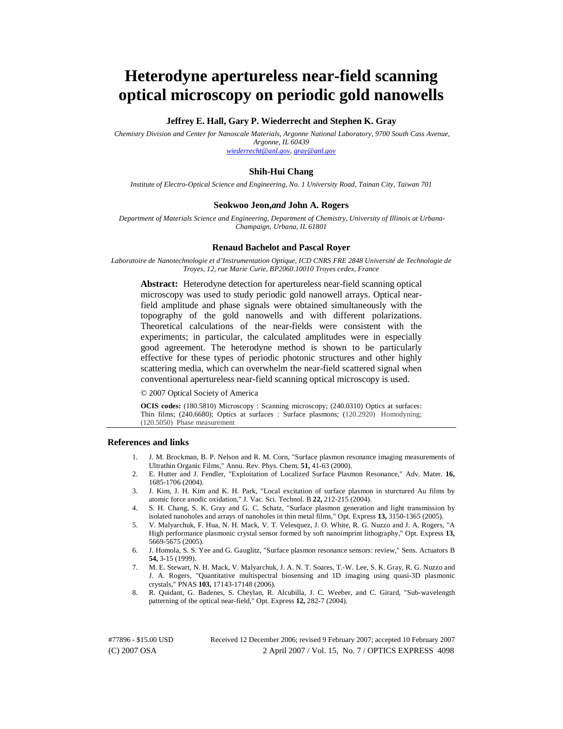# Heterodyne apertureless near-field scanning optical microscopy on periodic gold nanowells

**Jeffrey E. Hall, Gary P. Wiederrecht and Stephen K. Gray**

*Chemistry Division and Center for Nanoscale Materials, Argonne National Laboratory, 9700 South Cass Avenue, Argonne, IL 60439*
*wiederrecht@anl.gov, gray@anl.gov*

**Shih-Hui Chang**

*Institute of Electro-Optical Science and Engineering, No. 1 University Road, Tainan City, Taiwan 701*

**Seokwoo Jeon,** ***and*** **John A. Rogers**

*Department of Materials Science and Engineering, Department of Chemistry, University of Illinois at Urbana-Champaign, Urbana, IL 61801*

**Renaud Bachelot and Pascal Royer**

*Laboratoire de Nanotechnologie et d'Instrumentation Optique, ICD CNRS FRE 2848 Université de Technologie de Troyes, 12, rue Marie Curie, BP2060.10010 Troyes cedex, France*

**Abstract:** Heterodyne detection for apertureless near-field scanning optical microscopy was used to study periodic gold nanowell arrays. Optical near-field amplitude and phase signals were obtained simultaneously with the topography of the gold nanowells and with different polarizations. Theoretical calculations of the near-fields were consistent with the experiments; in particular, the calculated amplitudes were in especially good agreement. The heterodyne method is shown to be particularly effective for these types of periodic photonic structures and other highly scattering media, which can overwhelm the near-field scattered signal when conventional apertureless near-field scanning optical microscopy is used.

© 2007 Optical Society of America

**OCIS codes:** (180.5810) Microscopy : Scanning microscopy; (240.0310) Optics at surfaces: Thin films; (240.6680); Optics at surfaces : Surface plasmons; (120.2920) Homodyning; (120.5050) Phase measurement

## References and links

1. J. M. Brockman, B. P. Nelson and R. M. Corn, "Surface plasmon resonance imaging measurements of Ultrathin Organic Films," Annu. Rev. Phys. Chem. **51,** 41-63 (2000).
2. E. Hutter and J. Fendler, "Exploitation of Localized Surface Plasmon Resonance," Adv. Mater. **16,** 1685-1706 (2004).
3. J. Kim, J. H. Kim and K. H. Park, "Local excitation of surface plasmon in sturctured Au films by atomic force anodic oxidation," J. Vac. Sci. Technol. B **22,** 212-215 (2004).
4. S. H. Chang, S. K. Gray and G. C. Schatz, "Surface plasmon generation and light transmission by isolated nanoholes and arrays of nanoholes in thin metal films," Opt. Express **13,** 3150-1365 (2005).
5. V. Malyarchuk, F. Hua, N. H. Mack, V. T. Velesquez, J. O. White, R. G. Nuzzo and J. A. Rogers, "A High performance plasmonic crystal sensor formed by soft nanoimprint lithography," Opt. Express **13,** 5669-5675 (2005).
6. J. Homola, S. S. Yee and G. Gauglitz, "Surface plasmon resonance sensors: review," Sens. Actuators B **54,** 3-15 (1999).
7. M. E. Stewart, N. H. Mack, V. Malyarchuk, J. A. N. T. Soares, T.-W. Lee, S. K. Gray, R. G. Nuzzo and J. A. Rogers, "Quantitative multispectral biosensing and 1D imaging using quasi-3D plasmonic crystals," PNAS **103,** 17143-17148 (2006).
8. R. Quidant, G. Badenes, S. Cheylan, R. Alcubilla, J. C. Weeber, and C. Girard, "Sub-wavelength patterning of the optical near-field," Opt. Express **12,** 282-7 (2004).

#77896 - $15.00 USD Received 12 December 2006; revised 9 February 2007; accepted 10 February 2007
(C) 2007 OSA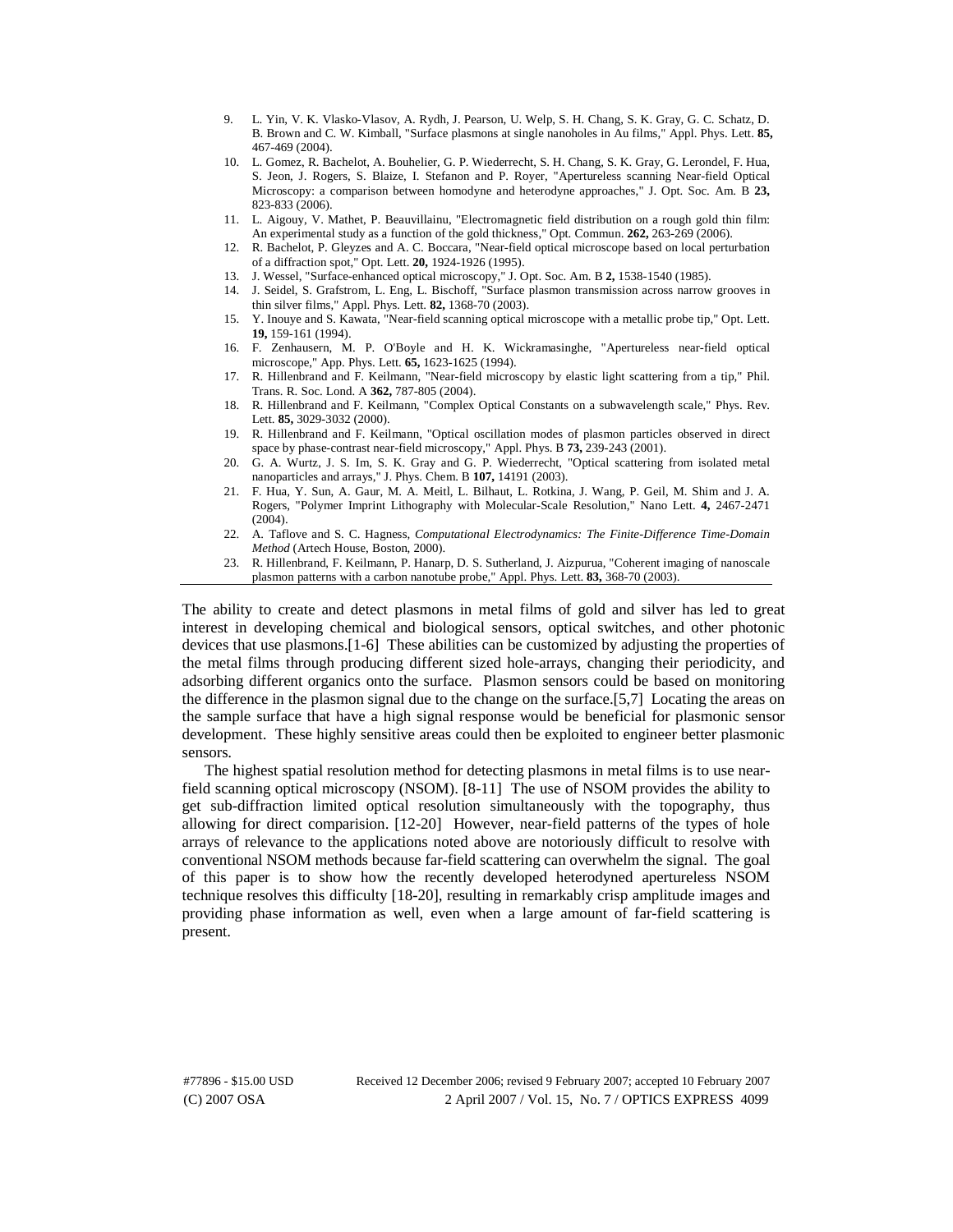9. L. Yin, V. K. Vlasko-Vlasov, A. Rydh, J. Pearson, U. Welp, S. H. Chang, S. K. Gray, G. C. Schatz, D. B. Brown and C. W. Kimball, "Surface plasmons at single nanoholes in Au films," Appl. Phys. Lett. **85,** 467-469 (2004).
10. L. Gomez, R. Bachelot, A. Bouhelier, G. P. Wiederrecht, S. H. Chang, S. K. Gray, G. Lerondel, F. Hua, S. Jeon, J. Rogers, S. Blaize, I. Stefanon and P. Royer, "Apertureless scanning Near-field Optical Microscopy: a comparison between homodyne and heterodyne approaches," J. Opt. Soc. Am. B **23,** 823-833 (2006).
11. L. Aigouy, V. Mathet, P. Beauvillainu, "Electromagnetic field distribution on a rough gold thin film: An experimental study as a function of the gold thickness," Opt. Commun. **262,** 263-269 (2006).
12. R. Bachelot, P. Gleyzes and A. C. Boccara, "Near-field optical microscope based on local perturbation of a diffraction spot," Opt. Lett. **20,** 1924-1926 (1995).
13. J. Wessel, "Surface-enhanced optical microscopy," J. Opt. Soc. Am. B **2,** 1538-1540 (1985).
14. J. Seidel, S. Grafstrom, L. Eng, L. Bischoff, "Surface plasmon transmission across narrow grooves in thin silver films," Appl. Phys. Lett. **82,** 1368-70 (2003).
15. Y. Inouye and S. Kawata, "Near-field scanning optical microscope with a metallic probe tip," Opt. Lett. **19,** 159-161 (1994).
16. F. Zenhausern, M. P. O'Boyle and H. K. Wickramasinghe, "Apertureless near-field optical microscope," App. Phys. Lett. **65,** 1623-1625 (1994).
17. R. Hillenbrand and F. Keilmann, "Near-field microscopy by elastic light scattering from a tip," Phil. Trans. R. Soc. Lond. A **362,** 787-805 (2004).
18. R. Hillenbrand and F. Keilmann, "Complex Optical Constants on a subwavelength scale," Phys. Rev. Lett. **85,** 3029-3032 (2000).
19. R. Hillenbrand and F. Keilmann, "Optical oscillation modes of plasmon particles observed in direct space by phase-contrast near-field microscopy," Appl. Phys. B **73,** 239-243 (2001).
20. G. A. Wurtz, J. S. Im, S. K. Gray and G. P. Wiederrecht, "Optical scattering from isolated metal nanoparticles and arrays," J. Phys. Chem. B **107,** 14191 (2003).
21. F. Hua, Y. Sun, A. Gaur, M. A. Meitl, L. Bilhaut, L. Rotkina, J. Wang, P. Geil, M. Shim and J. A. Rogers, "Polymer Imprint Lithography with Molecular-Scale Resolution," Nano Lett. **4,** 2467-2471 (2004).
22. A. Taflove and S. C. Hagness, *Computational Electrodynamics: The Finite-Difference Time-Domain Method* (Artech House, Boston, 2000).
23. R. Hillenbrand, F. Keilmann, P. Hanarp, D. S. Sutherland, J. Aizpurua, "Coherent imaging of nanoscale plasmon patterns with a carbon nanotube probe," Appl. Phys. Lett. **83,** 368-70 (2003).

---

The ability to create and detect plasmons in metal films of gold and silver has led to great interest in developing chemical and biological sensors, optical switches, and other photonic devices that use plasmons.[1-6] These abilities can be customized by adjusting the properties of the metal films through producing different sized hole-arrays, changing their periodicity, and adsorbing different organics onto the surface. Plasmon sensors could be based on monitoring the difference in the plasmon signal due to the change on the surface.[5,7] Locating the areas on the sample surface that have a high signal response would be beneficial for plasmonic sensor development. These highly sensitive areas could then be exploited to engineer better plasmonic sensors.

The highest spatial resolution method for detecting plasmons in metal films is to use near-field scanning optical microscopy (NSOM). [8-11] The use of NSOM provides the ability to get sub-diffraction limited optical resolution simultaneously with the topography, thus allowing for direct comparision. [12-20] However, near-field patterns of the types of hole arrays of relevance to the applications noted above are notoriously difficult to resolve with conventional NSOM methods because far-field scattering can overwhelm the signal. The goal of this paper is to show how the recently developed heterodyned apertureless NSOM technique resolves this difficulty [18-20], resulting in remarkably crisp amplitude images and providing phase information as well, even when a large amount of far-field scattering is present.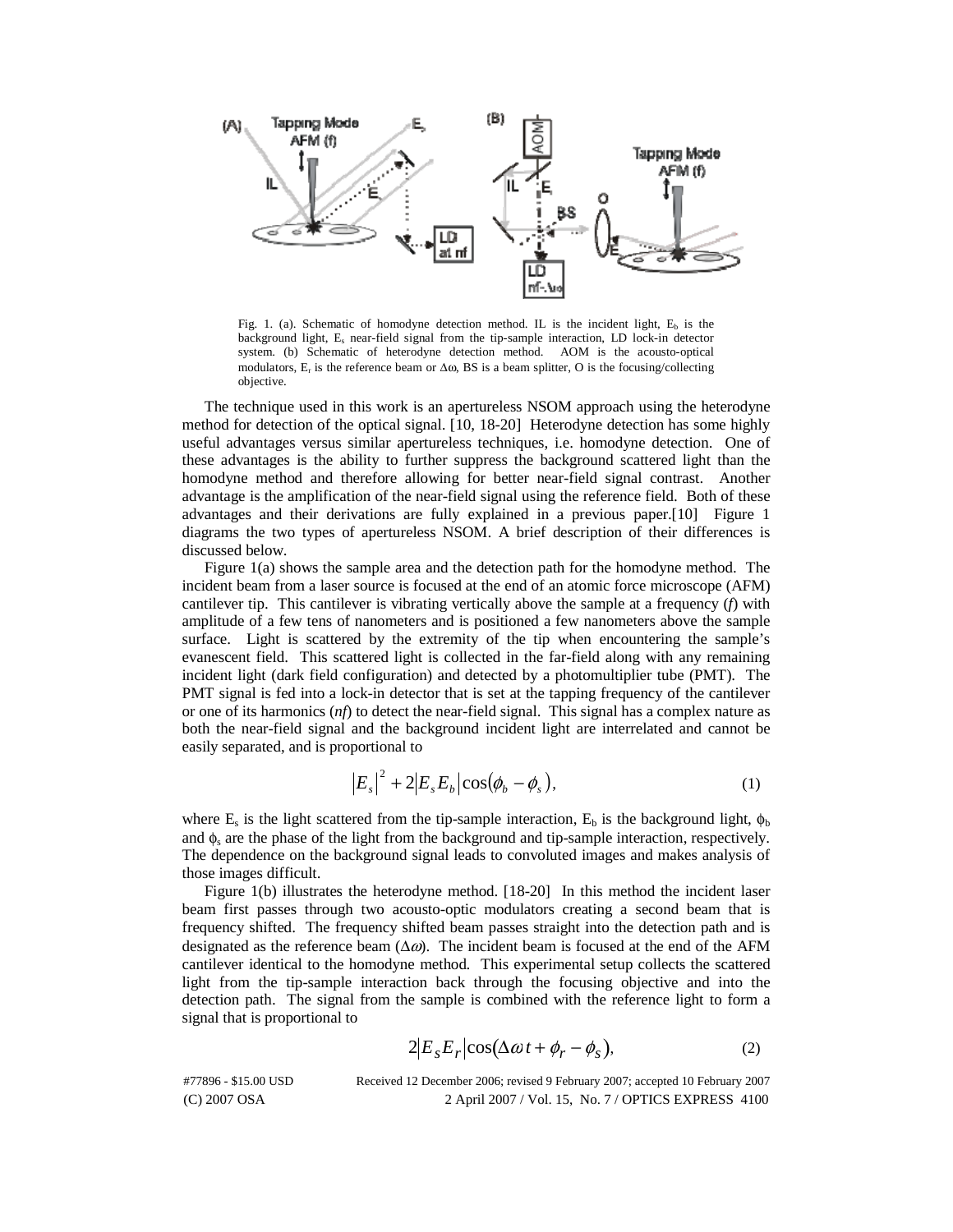(A) Tapping Mode AFM (f)

IL

$E_b$

$E_s$

LD at nf

(B)

AOM

IL

$E_r$

BS

O

E

Tapping Mode AFM (f)

LD nf-Δω

Fig. 1. (a). Schematic of homodyne detection method. IL is the incident light, $E_b$ is the background light, $E_s$ near-field signal from the tip-sample interaction, LD lock-in detector system. (b) Schematic of heterodyne detection method. AOM is the acousto-optical modulators, $E_r$ is the reference beam or $\Delta\omega$, BS is a beam splitter, O is the focusing/collecting objective.

The technique used in this work is an apertureless NSOM approach using the heterodyne method for detection of the optical signal. [10, 18-20] Heterodyne detection has some highly useful advantages versus similar apertureless techniques, i.e. homodyne detection. One of these advantages is the ability to further suppress the background scattered light than the homodyne method and therefore allowing for better near-field signal contrast. Another advantage is the amplification of the near-field signal using the reference field. Both of these advantages and their derivations are fully explained in a previous paper.[10] Figure 1 diagrams the two types of apertureless NSOM. A brief description of their differences is discussed below.

Figure 1(a) shows the sample area and the detection path for the homodyne method. The incident beam from a laser source is focused at the end of an atomic force microscope (AFM) cantilever tip. This cantilever is vibrating vertically above the sample at a frequency (*f*) with amplitude of a few tens of nanometers and is positioned a few nanometers above the sample surface. Light is scattered by the extremity of the tip when encountering the sample's evanescent field. This scattered light is collected in the far-field along with any remaining incident light (dark field configuration) and detected by a photomultiplier tube (PMT). The PMT signal is fed into a lock-in detector that is set at the tapping frequency of the cantilever or one of its harmonics (*nf*) to detect the near-field signal. This signal has a complex nature as both the near-field signal and the background incident light are interrelated and cannot be easily separated, and is proportional to

$$|E_s|^2 + 2|E_s E_b|\cos(\phi_b - \phi_s), \tag{1}$$

where $E_s$ is the light scattered from the tip-sample interaction, $E_b$ is the background light, $\phi_b$ and $\phi_s$ are the phase of the light from the background and tip-sample interaction, respectively. The dependence on the background signal leads to convoluted images and makes analysis of those images difficult.

Figure 1(b) illustrates the heterodyne method. [18-20] In this method the incident laser beam first passes through two acousto-optic modulators creating a second beam that is frequency shifted. The frequency shifted beam passes straight into the detection path and is designated as the reference beam ($\Delta\omega$). The incident beam is focused at the end of the AFM cantilever identical to the homodyne method. This experimental setup collects the scattered light from the tip-sample interaction back through the focusing objective and into the detection path. The signal from the sample is combined with the reference light to form a signal that is proportional to

$$2|E_S E_r|\cos(\Delta\omega t + \phi_r - \phi_S), \tag{2}$$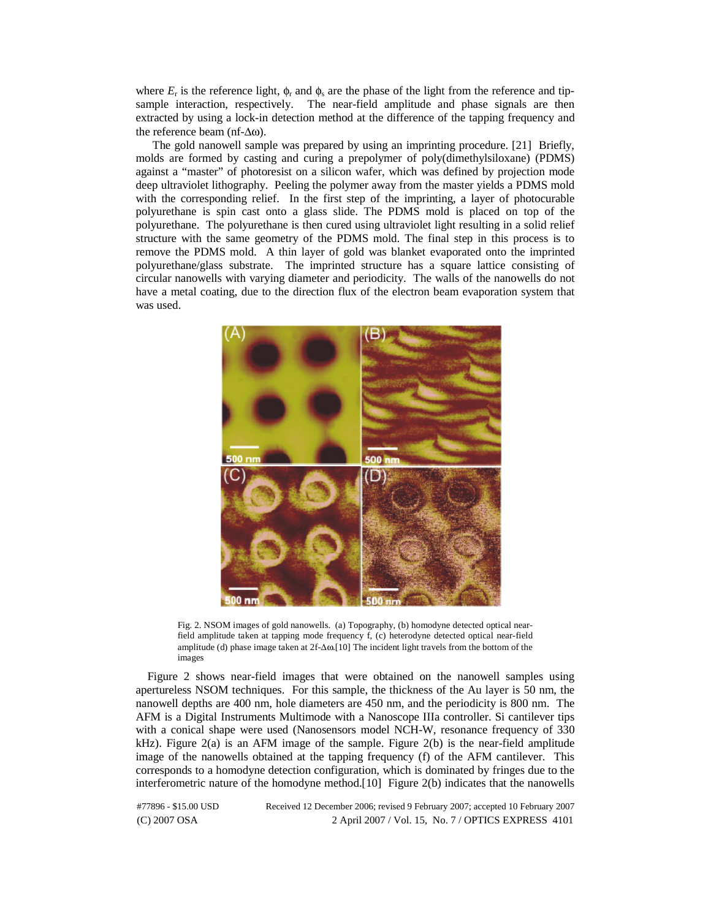where $E_r$ is the reference light, $\phi_r$ and $\phi_s$ are the phase of the light from the reference and tip-sample interaction, respectively. The near-field amplitude and phase signals are then extracted by using a lock-in detection method at the difference of the tapping frequency and the reference beam ($nf-\Delta\omega$).

The gold nanowell sample was prepared by using an imprinting procedure. [21] Briefly, molds are formed by casting and curing a prepolymer of poly(dimethylsiloxane) (PDMS) against a "master" of photoresist on a silicon wafer, which was defined by projection mode deep ultraviolet lithography. Peeling the polymer away from the master yields a PDMS mold with the corresponding relief. In the first step of the imprinting, a layer of photocurable polyurethane is spin cast onto a glass slide. The PDMS mold is placed on top of the polyurethane. The polyurethane is then cured using ultraviolet light resulting in a solid relief structure with the same geometry of the PDMS mold. The final step in this process is to remove the PDMS mold. A thin layer of gold was blanket evaporated onto the imprinted polyurethane/glass substrate. The imprinted structure has a square lattice consisting of circular nanowells with varying diameter and periodicity. The walls of the nanowells do not have a metal coating, due to the direction flux of the electron beam evaporation system that was used.

(A) 500 nm

(B) 500 nm

(C) 500 nm

(D) 500 nm

Fig. 2. NSOM images of gold nanowells. (a) Topography, (b) homodyne detected optical near-field amplitude taken at tapping mode frequency f, (c) heterodyne detected optical near-field amplitude (d) phase image taken at $2f-\Delta\omega$.[10] The incident light travels from the bottom of the images

Figure 2 shows near-field images that were obtained on the nanowell samples using apertureless NSOM techniques. For this sample, the thickness of the Au layer is 50 nm, the nanowell depths are 400 nm, hole diameters are 450 nm, and the periodicity is 800 nm. The AFM is a Digital Instruments Multimode with a Nanoscope IIIa controller. Si cantilever tips with a conical shape were used (Nanosensors model NCH-W, resonance frequency of 330 kHz). Figure 2(a) is an AFM image of the sample. Figure 2(b) is the near-field amplitude image of the nanowells obtained at the tapping frequency (f) of the AFM cantilever. This corresponds to a homodyne detection configuration, which is dominated by fringes due to the interferometric nature of the homodyne method.[10] Figure 2(b) indicates that the nanowells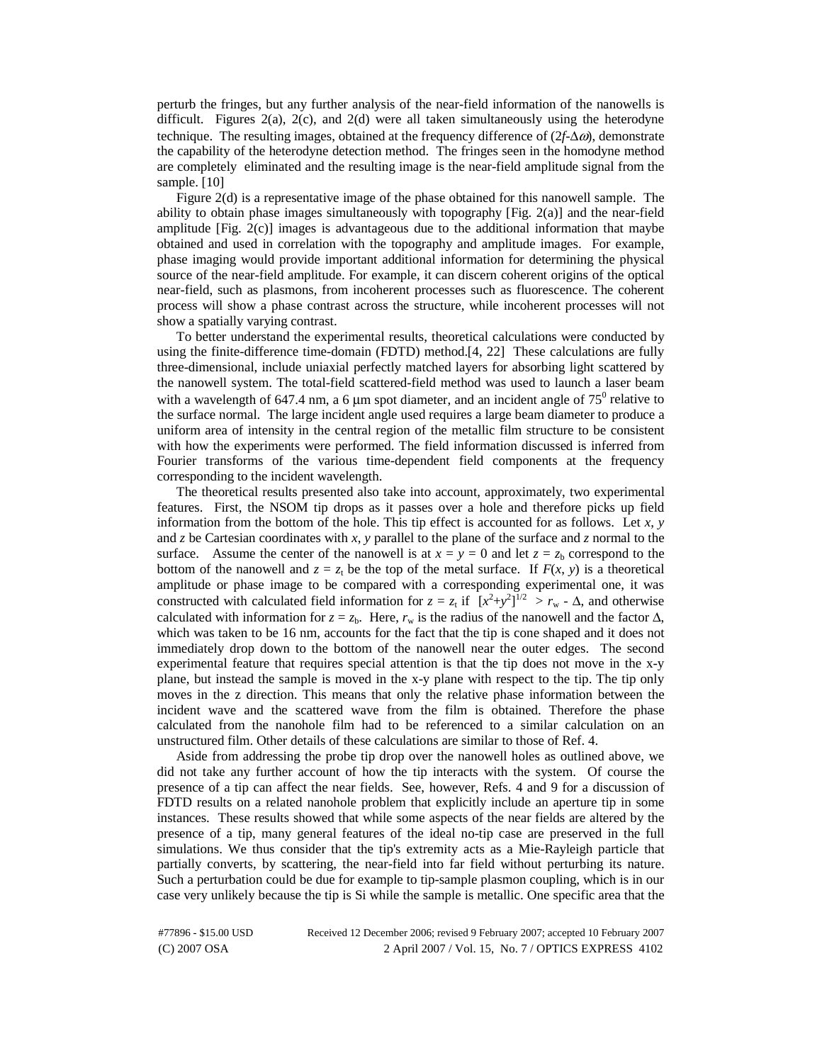perturb the fringes, but any further analysis of the near-field information of the nanowells is difficult. Figures 2(a), 2(c), and 2(d) were all taken simultaneously using the heterodyne technique. The resulting images, obtained at the frequency difference of ($2f$-$\Delta\omega$), demonstrate the capability of the heterodyne detection method. The fringes seen in the homodyne method are completely eliminated and the resulting image is the near-field amplitude signal from the sample. [10]

Figure 2(d) is a representative image of the phase obtained for this nanowell sample. The ability to obtain phase images simultaneously with topography [Fig. 2(a)] and the near-field amplitude [Fig. 2(c)] images is advantageous due to the additional information that maybe obtained and used in correlation with the topography and amplitude images. For example, phase imaging would provide important additional information for determining the physical source of the near-field amplitude. For example, it can discern coherent origins of the optical near-field, such as plasmons, from incoherent processes such as fluorescence. The coherent process will show a phase contrast across the structure, while incoherent processes will not show a spatially varying contrast.

To better understand the experimental results, theoretical calculations were conducted by using the finite-difference time-domain (FDTD) method.[4, 22] These calculations are fully three-dimensional, include uniaxial perfectly matched layers for absorbing light scattered by the nanowell system. The total-field scattered-field method was used to launch a laser beam with a wavelength of 647.4 nm, a 6 μm spot diameter, and an incident angle of $75^0$ relative to the surface normal. The large incident angle used requires a large beam diameter to produce a uniform area of intensity in the central region of the metallic film structure to be consistent with how the experiments were performed. The field information discussed is inferred from Fourier transforms of the various time-dependent field components at the frequency corresponding to the incident wavelength.

The theoretical results presented also take into account, approximately, two experimental features. First, the NSOM tip drops as it passes over a hole and therefore picks up field information from the bottom of the hole. This tip effect is accounted for as follows. Let $x$, $y$ and $z$ be Cartesian coordinates with $x$, $y$ parallel to the plane of the surface and $z$ normal to the surface. Assume the center of the nanowell is at $x = y = 0$ and let $z = z_b$ correspond to the bottom of the nanowell and $z = z_t$ be the top of the metal surface. If $F(x, y)$ is a theoretical amplitude or phase image to be compared with a corresponding experimental one, it was constructed with calculated field information for $z = z_t$ if $[x^2+y^2]^{1/2} > r_w - \Delta$, and otherwise calculated with information for $z = z_b$. Here, $r_w$ is the radius of the nanowell and the factor $\Delta$, which was taken to be 16 nm, accounts for the fact that the tip is cone shaped and it does not immediately drop down to the bottom of the nanowell near the outer edges. The second experimental feature that requires special attention is that the tip does not move in the x-y plane, but instead the sample is moved in the x-y plane with respect to the tip. The tip only moves in the z direction. This means that only the relative phase information between the incident wave and the scattered wave from the film is obtained. Therefore the phase calculated from the nanohole film had to be referenced to a similar calculation on an unstructured film. Other details of these calculations are similar to those of Ref. 4.

Aside from addressing the probe tip drop over the nanowell holes as outlined above, we did not take any further account of how the tip interacts with the system. Of course the presence of a tip can affect the near fields. See, however, Refs. 4 and 9 for a discussion of FDTD results on a related nanohole problem that explicitly include an aperture tip in some instances. These results showed that while some aspects of the near fields are altered by the presence of a tip, many general features of the ideal no-tip case are preserved in the full simulations. We thus consider that the tip's extremity acts as a Mie-Rayleigh particle that partially converts, by scattering, the near-field into far field without perturbing its nature. Such a perturbation could be due for example to tip-sample plasmon coupling, which is in our case very unlikely because the tip is Si while the sample is metallic. One specific area that the

#77896 - $15.00 USD Received 12 December 2006; revised 9 February 2007; accepted 10 February 2007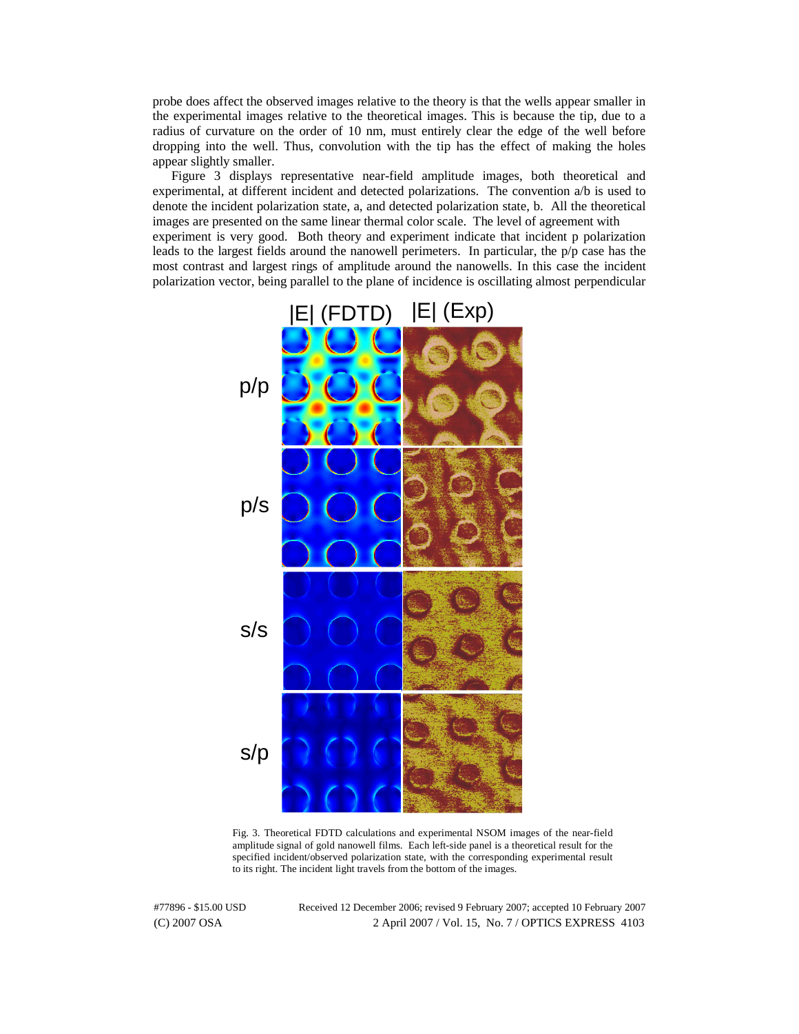probe does affect the observed images relative to the theory is that the wells appear smaller in the experimental images relative to the theoretical images. This is because the tip, due to a radius of curvature on the order of 10 nm, must entirely clear the edge of the well before dropping into the well. Thus, convolution with the tip has the effect of making the holes appear slightly smaller.

Figure 3 displays representative near-field amplitude images, both theoretical and experimental, at different incident and detected polarizations. The convention a/b is used to denote the incident polarization state, a, and detected polarization state, b. All the theoretical images are presented on the same linear thermal color scale. The level of agreement with experiment is very good. Both theory and experiment indicate that incident p polarization leads to the largest fields around the nanowell perimeters. In particular, the p/p case has the most contrast and largest rings of amplitude around the nanowells. In this case the incident polarization vector, being parallel to the plane of incidence is oscillating almost perpendicular

|E| (FDTD)

|E| (Exp)

p/p

p/s

s/s

s/p

Fig. 3. Theoretical FDTD calculations and experimental NSOM images of the near-field amplitude signal of gold nanowell films. Each left-side panel is a theoretical result for the specified incident/observed polarization state, with the corresponding experimental result to its right. The incident light travels from the bottom of the images.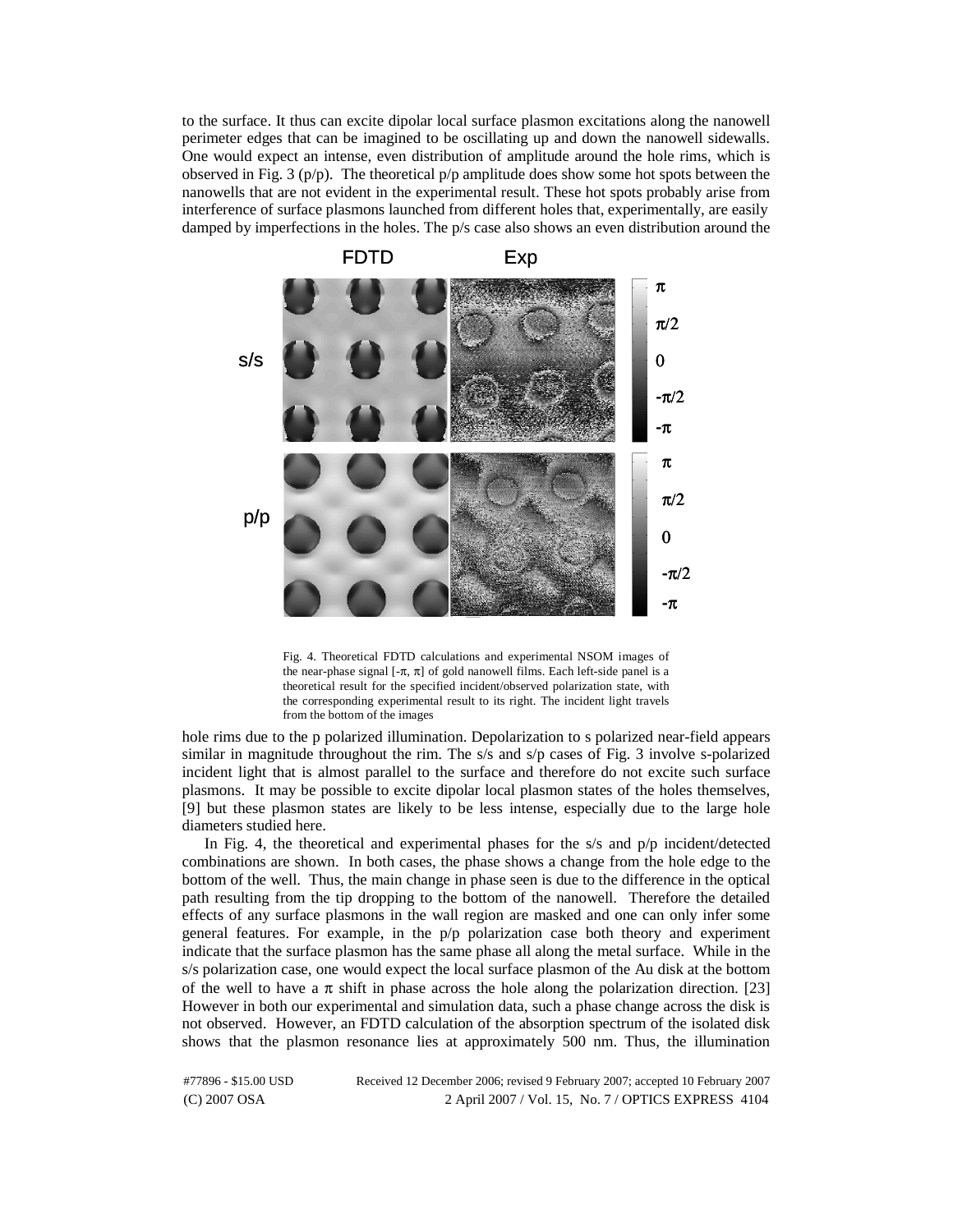to the surface. It thus can excite dipolar local surface plasmon excitations along the nanowell perimeter edges that can be imagined to be oscillating up and down the nanowell sidewalls. One would expect an intense, even distribution of amplitude around the hole rims, which is observed in Fig. 3 (p/p). The theoretical p/p amplitude does show some hot spots between the nanowells that are not evident in the experimental result. These hot spots probably arise from interference of surface plasmons launched from different holes that, experimentally, are easily damped by imperfections in the holes. The p/s case also shows an even distribution around the

FDTD
Exp
s/s
p/p
$\pi$
$\pi/2$
0
$-\pi/2$
$-\pi$

Fig. 4. Theoretical FDTD calculations and experimental NSOM images of the near-phase signal [$-\pi$, $\pi$] of gold nanowell films. Each left-side panel is a theoretical result for the specified incident/observed polarization state, with the corresponding experimental result to its right. The incident light travels from the bottom of the images

hole rims due to the p polarized illumination. Depolarization to s polarized near-field appears similar in magnitude throughout the rim. The s/s and s/p cases of Fig. 3 involve s-polarized incident light that is almost parallel to the surface and therefore do not excite such surface plasmons. It may be possible to excite dipolar local plasmon states of the holes themselves, [9] but these plasmon states are likely to be less intense, especially due to the large hole diameters studied here.

In Fig. 4, the theoretical and experimental phases for the s/s and p/p incident/detected combinations are shown. In both cases, the phase shows a change from the hole edge to the bottom of the well. Thus, the main change in phase seen is due to the difference in the optical path resulting from the tip dropping to the bottom of the nanowell. Therefore the detailed effects of any surface plasmons in the wall region are masked and one can only infer some general features. For example, in the p/p polarization case both theory and experiment indicate that the surface plasmon has the same phase all along the metal surface. While in the s/s polarization case, one would expect the local surface plasmon of the Au disk at the bottom of the well to have a $\pi$ shift in phase across the hole along the polarization direction. [23] However in both our experimental and simulation data, such a phase change across the disk is not observed. However, an FDTD calculation of the absorption spectrum of the isolated disk shows that the plasmon resonance lies at approximately 500 nm. Thus, the illumination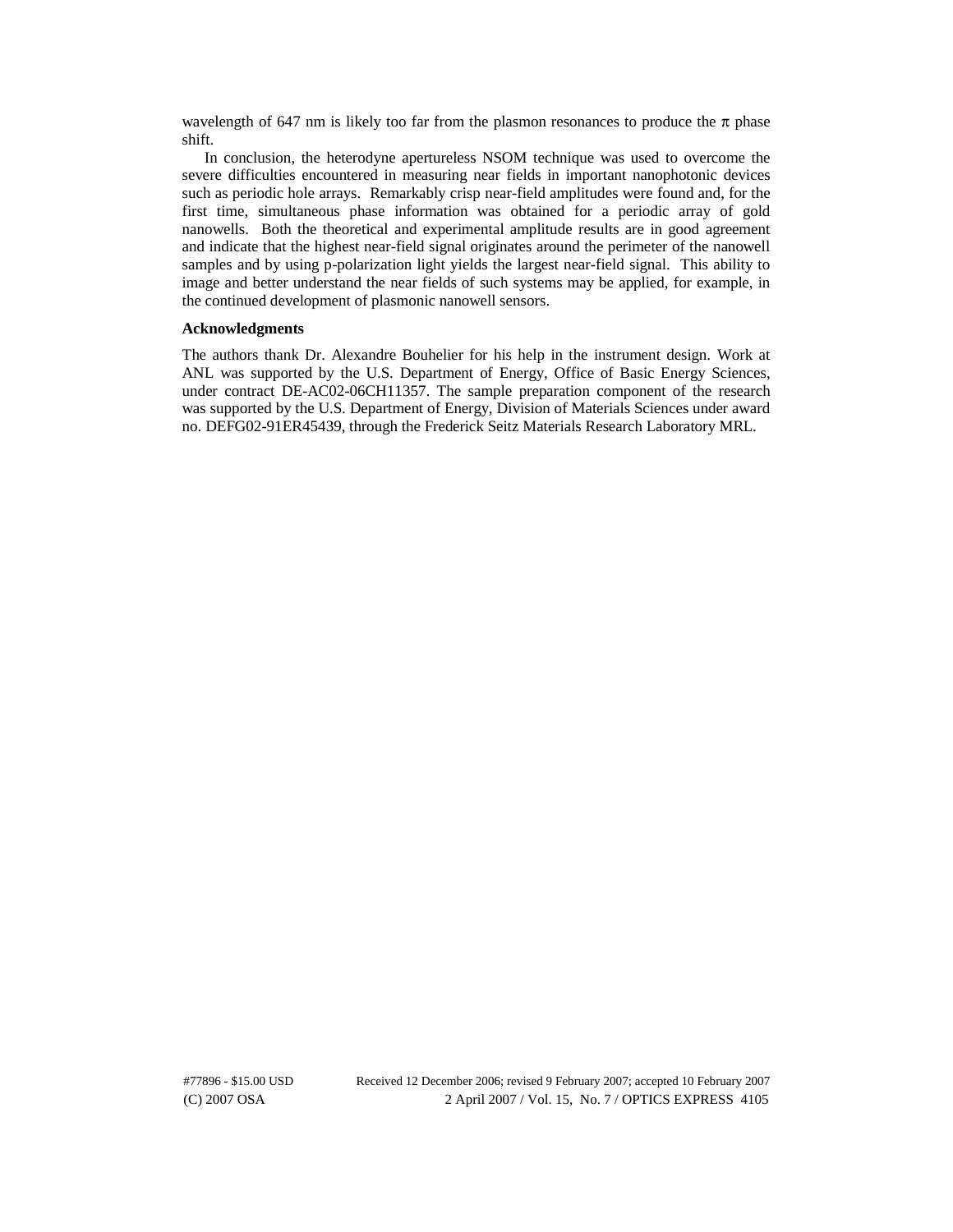wavelength of 647 nm is likely too far from the plasmon resonances to produce the $\pi$ phase shift.

In conclusion, the heterodyne apertureless NSOM technique was used to overcome the severe difficulties encountered in measuring near fields in important nanophotonic devices such as periodic hole arrays. Remarkably crisp near-field amplitudes were found and, for the first time, simultaneous phase information was obtained for a periodic array of gold nanowells. Both the theoretical and experimental amplitude results are in good agreement and indicate that the highest near-field signal originates around the perimeter of the nanowell samples and by using p-polarization light yields the largest near-field signal. This ability to image and better understand the near fields of such systems may be applied, for example, in the continued development of plasmonic nanowell sensors.

**Acknowledgments**

The authors thank Dr. Alexandre Bouhelier for his help in the instrument design. Work at ANL was supported by the U.S. Department of Energy, Office of Basic Energy Sciences, under contract DE-AC02-06CH11357. The sample preparation component of the research was supported by the U.S. Department of Energy, Division of Materials Sciences under award no. DEFG02-91ER45439, through the Frederick Seitz Materials Research Laboratory MRL.

#77896 - $15.00 USD Received 12 December 2006; revised 9 February 2007; accepted 10 February 2007